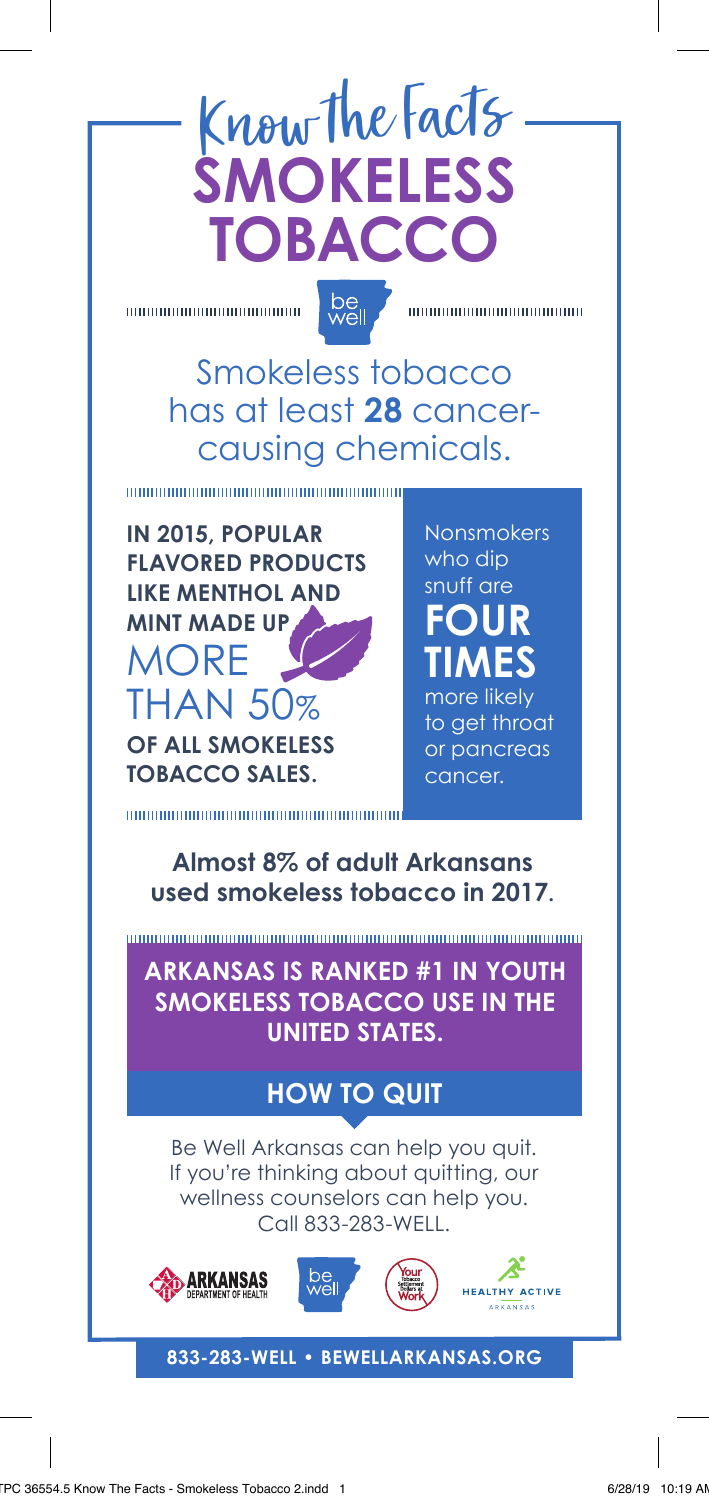# Know the Facts
# SMOKELESS TOBACCO

Smokeless tobacco has at least **28** cancer-causing chemicals.

**IN 2015, POPULAR FLAVORED PRODUCTS LIKE MENTHOL AND MINT MADE UP** MORE THAN 50% **OF ALL SMOKELESS TOBACCO SALES.**

Nonsmokers who dip snuff are **FOUR TIMES** more likely to get throat or pancreas cancer.

**Almost 8% of adult Arkansans used smokeless tobacco in 2017.**

**ARKANSAS IS RANKED #1 IN YOUTH SMOKELESS TOBACCO USE IN THE UNITED STATES.**

## HOW TO QUIT

Be Well Arkansas can help you quit. If you're thinking about quitting, our wellness counselors can help you. Call 833-283-WELL.

**833-283-WELL • BEWELLARKANSAS.ORG**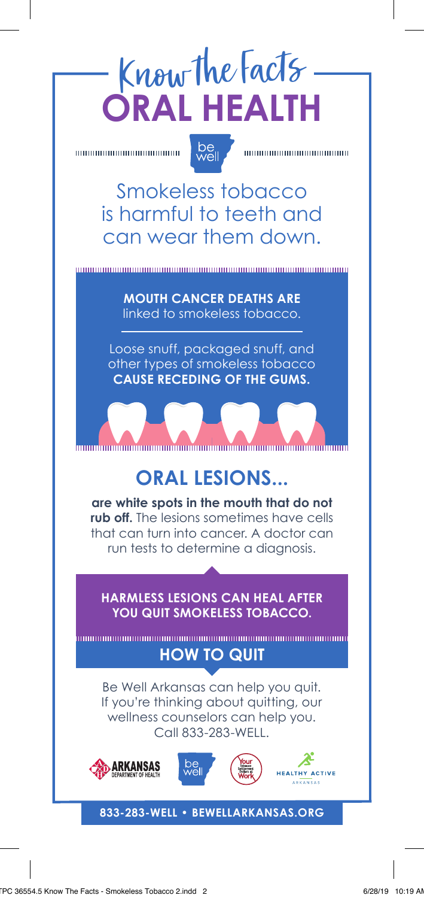# Know the Facts
# ORAL HEALTH

Smokeless tobacco is harmful to teeth and can wear them down.

**MOUTH CANCER DEATHS ARE** linked to smokeless tobacco.

Loose snuff, packaged snuff, and other types of smokeless tobacco **CAUSE RECEDING OF THE GUMS.**

## ORAL LESIONS...

**are white spots in the mouth that do not rub off.** The lesions sometimes have cells that can turn into cancer. A doctor can run tests to determine a diagnosis.

**HARMLESS LESIONS CAN HEAL AFTER YOU QUIT SMOKELESS TOBACCO.**

## HOW TO QUIT

Be Well Arkansas can help you quit. If you're thinking about quitting, our wellness counselors can help you. Call 833-283-WELL.

**833-283-WELL • BEWELLARKANSAS.ORG**